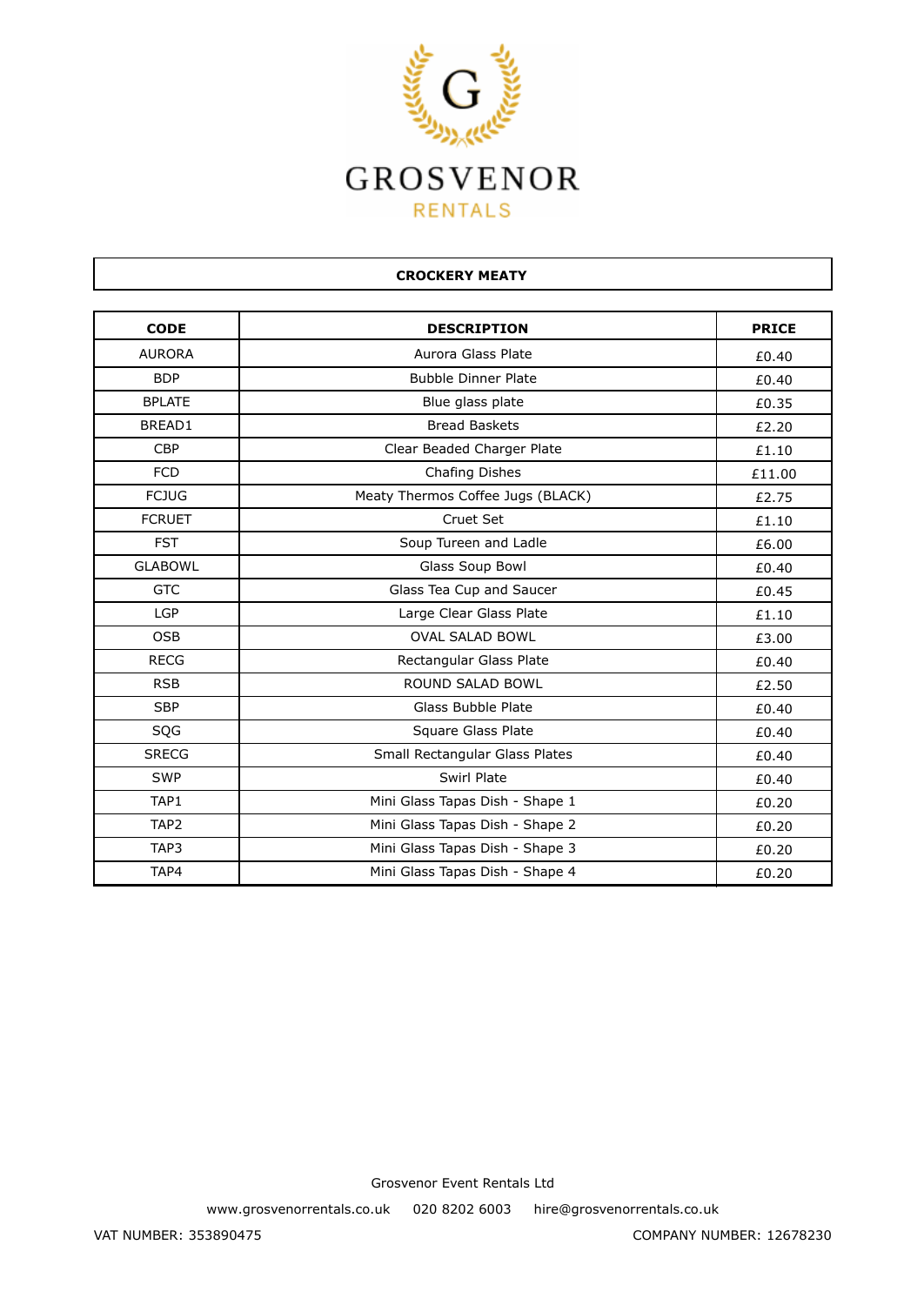# GROSVENOR RENTALS

## CROCKERY MEATY

| CODE | DESCRIPTION | PRICE |
|---|---|---|
| AURORA | Aurora Glass Plate | £0.40 |
| BDP | Bubble Dinner Plate | £0.40 |
| BPLATE | Blue glass plate | £0.35 |
| BREAD1 | Bread Baskets | £2.20 |
| CBP | Clear Beaded Charger Plate | £1.10 |
| FCD | Chafing Dishes | £11.00 |
| FCJUG | Meaty Thermos Coffee Jugs (BLACK) | £2.75 |
| FCRUET | Cruet Set | £1.10 |
| FST | Soup Tureen and Ladle | £6.00 |
| GLABOWL | Glass Soup Bowl | £0.40 |
| GTC | Glass Tea Cup and Saucer | £0.45 |
| LGP | Large Clear Glass Plate | £1.10 |
| OSB | OVAL SALAD BOWL | £3.00 |
| RECG | Rectangular Glass Plate | £0.40 |
| RSB | ROUND SALAD BOWL | £2.50 |
| SBP | Glass Bubble Plate | £0.40 |
| SQG | Square Glass Plate | £0.40 |
| SRECG | Small Rectangular Glass Plates | £0.40 |
| SWP | Swirl Plate | £0.40 |
| TAP1 | Mini Glass Tapas Dish - Shape 1 | £0.20 |
| TAP2 | Mini Glass Tapas Dish - Shape 2 | £0.20 |
| TAP3 | Mini Glass Tapas Dish - Shape 3 | £0.20 |
| TAP4 | Mini Glass Tapas Dish - Shape 4 | £0.20 |

Grosvenor Event Rentals Ltd

www.grosvenorrentals.co.uk    020 8202 6003    hire@grosvenorrentals.co.uk

VAT NUMBER: 353890475    COMPANY NUMBER: 12678230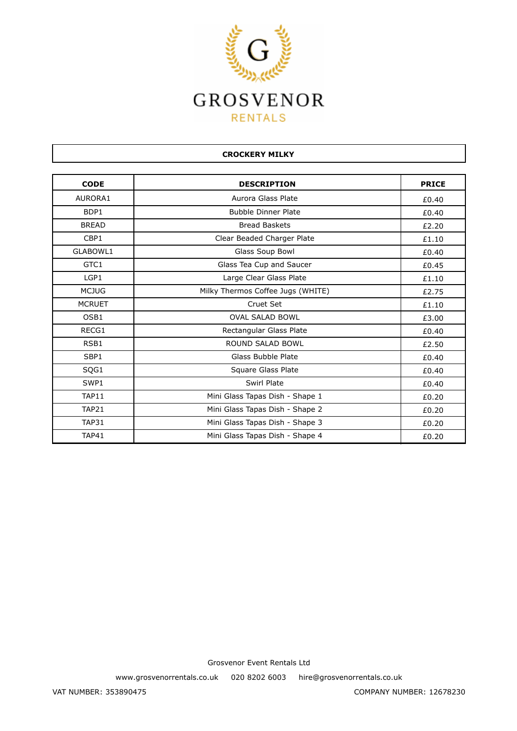# GROSVENOR RENTALS

## CROCKERY MILKY

| CODE | DESCRIPTION | PRICE |
|---|---|---|
| AURORA1 | Aurora Glass Plate | £0.40 |
| BDP1 | Bubble Dinner Plate | £0.40 |
| BREAD | Bread Baskets | £2.20 |
| CBP1 | Clear Beaded Charger Plate | £1.10 |
| GLABOWL1 | Glass Soup Bowl | £0.40 |
| GTC1 | Glass Tea Cup and Saucer | £0.45 |
| LGP1 | Large Clear Glass Plate | £1.10 |
| MCJUG | Milky Thermos Coffee Jugs (WHITE) | £2.75 |
| MCRUET | Cruet Set | £1.10 |
| OSB1 | OVAL SALAD BOWL | £3.00 |
| RECG1 | Rectangular Glass Plate | £0.40 |
| RSB1 | ROUND SALAD BOWL | £2.50 |
| SBP1 | Glass Bubble Plate | £0.40 |
| SQG1 | Square Glass Plate | £0.40 |
| SWP1 | Swirl Plate | £0.40 |
| TAP11 | Mini Glass Tapas Dish - Shape 1 | £0.20 |
| TAP21 | Mini Glass Tapas Dish - Shape 2 | £0.20 |
| TAP31 | Mini Glass Tapas Dish - Shape 3 | £0.20 |
| TAP41 | Mini Glass Tapas Dish - Shape 4 | £0.20 |

Grosvenor Event Rentals Ltd

www.grosvenorrentals.co.uk 020 8202 6003 hire@grosvenorrentals.co.uk

VAT NUMBER: 353890475 COMPANY NUMBER: 12678230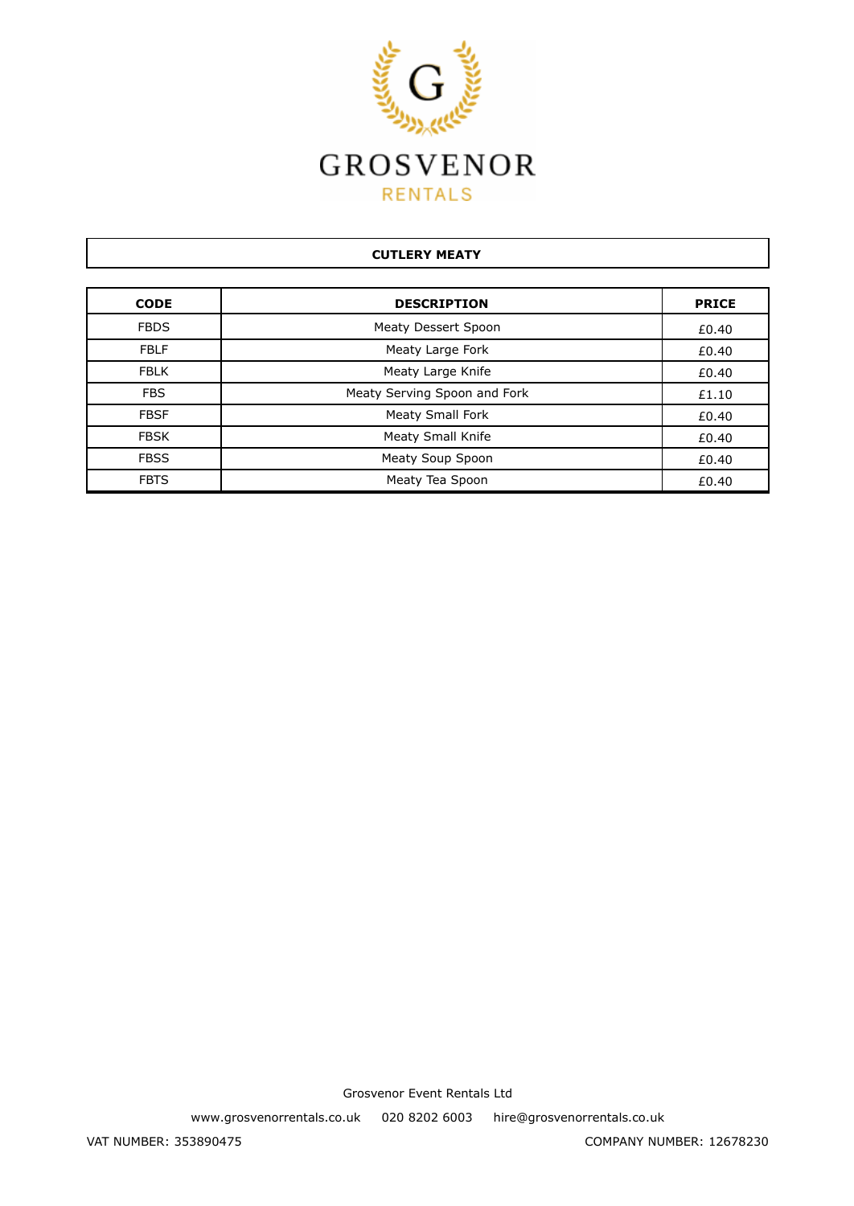# GROSVENOR

RENTALS

## CUTLERY MEATY

| CODE | DESCRIPTION | PRICE |
| --- | --- | --- |
| FBDS | Meaty Dessert Spoon | £0.40 |
| FBLF | Meaty Large Fork | £0.40 |
| FBLK | Meaty Large Knife | £0.40 |
| FBS | Meaty Serving Spoon and Fork | £1.10 |
| FBSF | Meaty Small Fork | £0.40 |
| FBSK | Meaty Small Knife | £0.40 |
| FBSS | Meaty Soup Spoon | £0.40 |
| FBTS | Meaty Tea Spoon | £0.40 |

Grosvenor Event Rentals Ltd

www.grosvenorrentals.co.uk 020 8202 6003 hire@grosvenorrentals.co.uk

VAT NUMBER: 353890475 COMPANY NUMBER: 12678230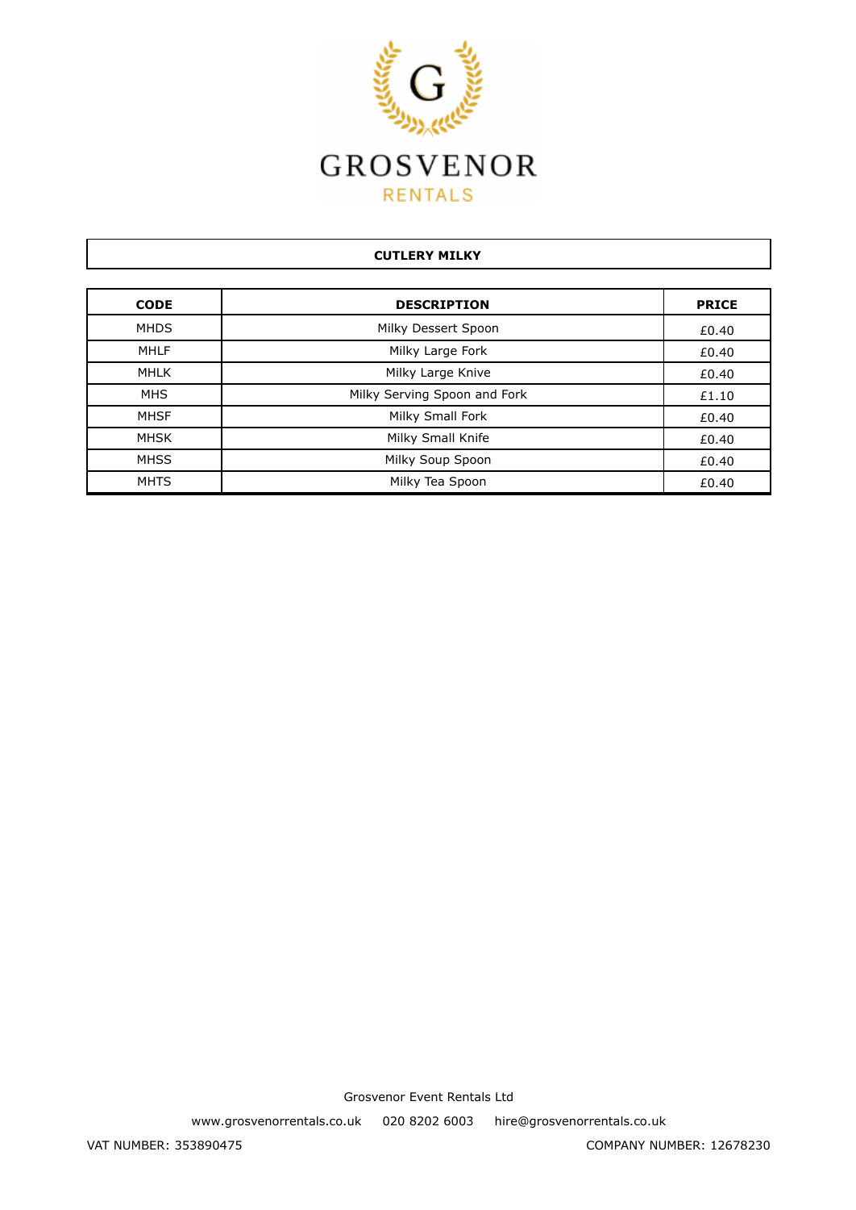GROSVENOR
RENTALS

## CUTLERY MILKY

| CODE | DESCRIPTION | PRICE |
|---|---|---|
| MHDS | Milky Dessert Spoon | £0.40 |
| MHLF | Milky Large Fork | £0.40 |
| MHLK | Milky Large Knive | £0.40 |
| MHS | Milky Serving Spoon and Fork | £1.10 |
| MHSF | Milky Small Fork | £0.40 |
| MHSK | Milky Small Knife | £0.40 |
| MHSS | Milky Soup Spoon | £0.40 |
| MHTS | Milky Tea Spoon | £0.40 |

Grosvenor Event Rentals Ltd

www.grosvenorrentals.co.uk 020 8202 6003 hire@grosvenorrentals.co.uk

VAT NUMBER: 353890475 COMPANY NUMBER: 12678230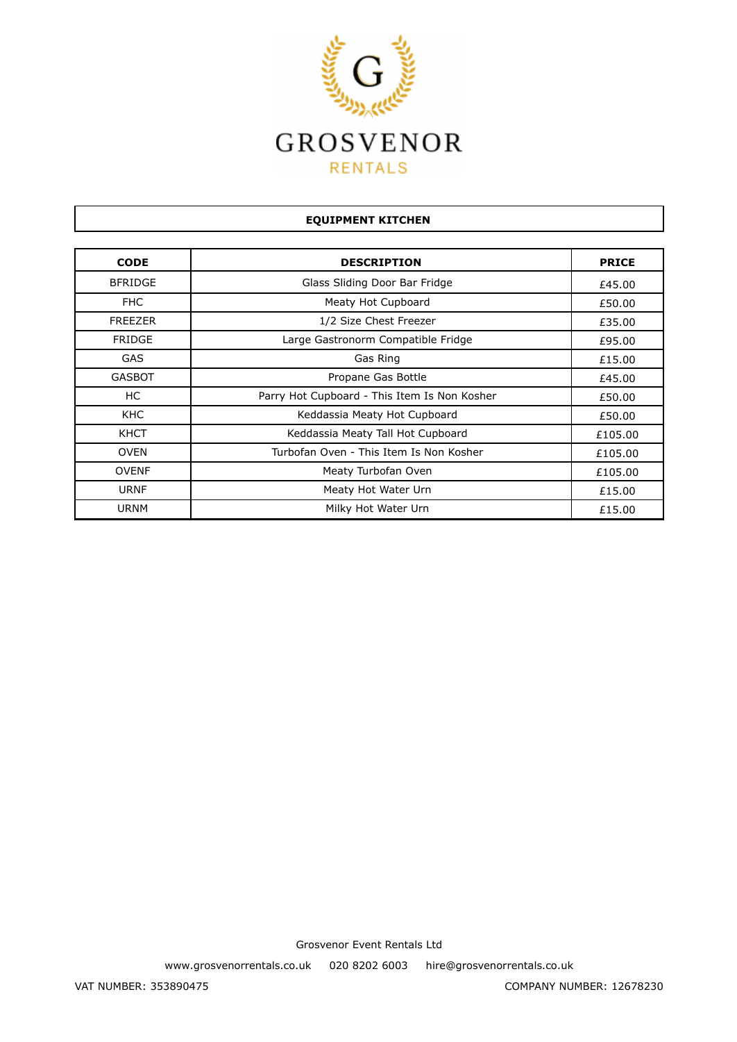GROSVENOR

RENTALS

## EQUIPMENT KITCHEN

| CODE | DESCRIPTION | PRICE |
| --- | --- | --- |
| BFRIDGE | Glass Sliding Door Bar Fridge | £45.00 |
| FHC | Meaty Hot Cupboard | £50.00 |
| FREEZER | 1/2 Size Chest Freezer | £35.00 |
| FRIDGE | Large Gastronorm Compatible Fridge | £95.00 |
| GAS | Gas Ring | £15.00 |
| GASBOT | Propane Gas Bottle | £45.00 |
| HC | Parry Hot Cupboard - This Item Is Non Kosher | £50.00 |
| KHC | Keddassia Meaty Hot Cupboard | £50.00 |
| KHCT | Keddassia Meaty Tall Hot Cupboard | £105.00 |
| OVEN | Turbofan Oven - This Item Is Non Kosher | £105.00 |
| OVENF | Meaty Turbofan Oven | £105.00 |
| URNF | Meaty Hot Water Urn | £15.00 |
| URNM | Milky Hot Water Urn | £15.00 |

Grosvenor Event Rentals Ltd

www.grosvenorrentals.co.uk 020 8202 6003 hire@grosvenorrentals.co.uk

VAT NUMBER: 353890475 COMPANY NUMBER: 12678230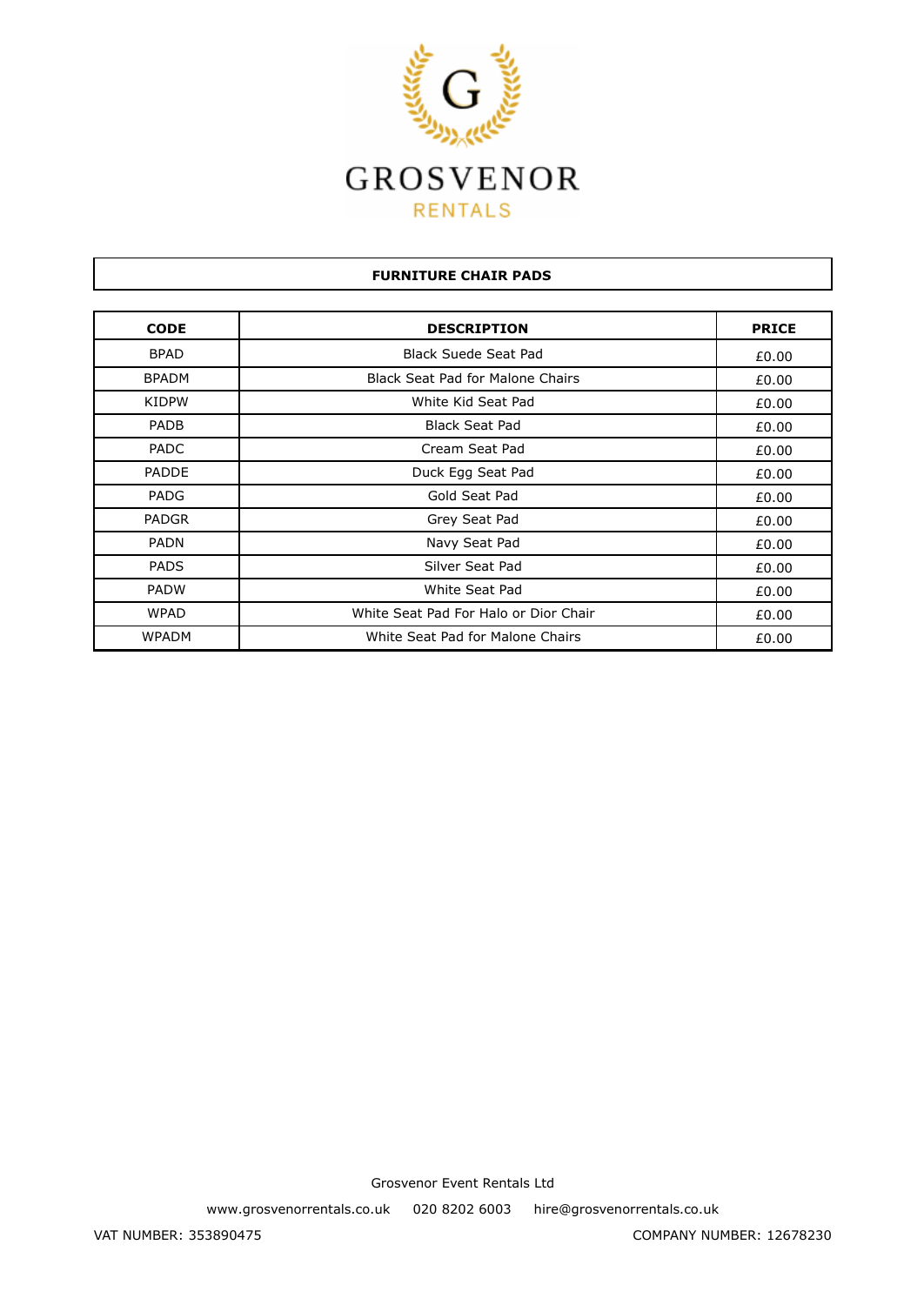# GROSVENOR RENTALS

## FURNITURE CHAIR PADS

| CODE | DESCRIPTION | PRICE |
|---|---|---|
| BPAD | Black Suede Seat Pad | £0.00 |
| BPADM | Black Seat Pad for Malone Chairs | £0.00 |
| KIDPW | White Kid Seat Pad | £0.00 |
| PADB | Black Seat Pad | £0.00 |
| PADC | Cream Seat Pad | £0.00 |
| PADDE | Duck Egg Seat Pad | £0.00 |
| PADG | Gold Seat Pad | £0.00 |
| PADGR | Grey Seat Pad | £0.00 |
| PADN | Navy Seat Pad | £0.00 |
| PADS | Silver Seat Pad | £0.00 |
| PADW | White Seat Pad | £0.00 |
| WPAD | White Seat Pad For Halo or Dior Chair | £0.00 |
| WPADM | White Seat Pad for Malone Chairs | £0.00 |

Grosvenor Event Rentals Ltd

www.grosvenorrentals.co.uk 020 8202 6003 hire@grosvenorrentals.co.uk

VAT NUMBER: 353890475 COMPANY NUMBER: 12678230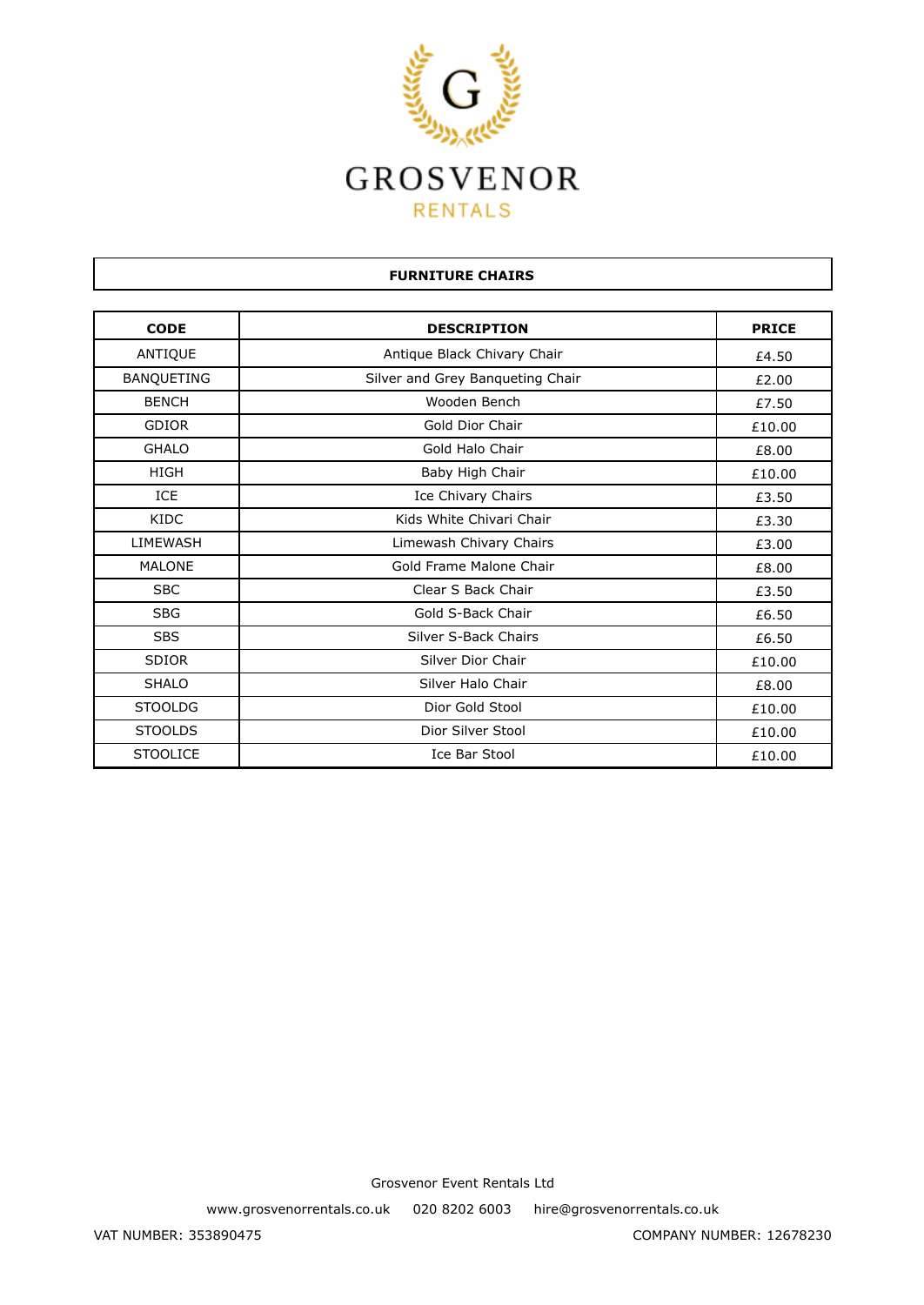GROSVENOR

RENTALS

## FURNITURE CHAIRS

| CODE | DESCRIPTION | PRICE |
|---|---|---|
| ANTIQUE | Antique Black Chivary Chair | £4.50 |
| BANQUETING | Silver and Grey Banqueting Chair | £2.00 |
| BENCH | Wooden Bench | £7.50 |
| GDIOR | Gold Dior Chair | £10.00 |
| GHALO | Gold Halo Chair | £8.00 |
| HIGH | Baby High Chair | £10.00 |
| ICE | Ice Chivary Chairs | £3.50 |
| KIDC | Kids White Chivari Chair | £3.30 |
| LIMEWASH | Limewash Chivary Chairs | £3.00 |
| MALONE | Gold Frame Malone Chair | £8.00 |
| SBC | Clear S Back Chair | £3.50 |
| SBG | Gold S-Back Chair | £6.50 |
| SBS | Silver S-Back Chairs | £6.50 |
| SDIOR | Silver Dior Chair | £10.00 |
| SHALO | Silver Halo Chair | £8.00 |
| STOOLDG | Dior Gold Stool | £10.00 |
| STOOLDS | Dior Silver Stool | £10.00 |
| STOOLICE | Ice Bar Stool | £10.00 |

Grosvenor Event Rentals Ltd

www.grosvenorrentals.co.uk 020 8202 6003 hire@grosvenorrentals.co.uk

VAT NUMBER: 353890475 COMPANY NUMBER: 12678230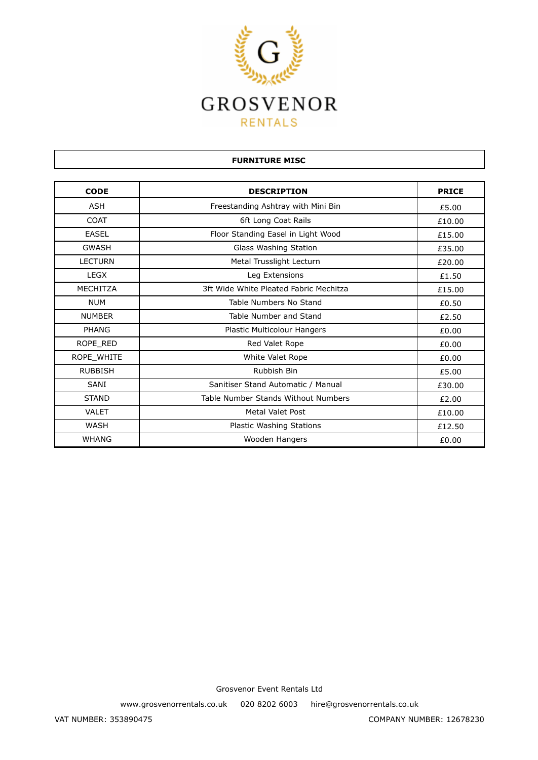GROSVENOR
RENTALS

## FURNITURE MISC

| CODE | DESCRIPTION | PRICE |
|---|---|---|
| ASH | Freestanding Ashtray with Mini Bin | £5.00 |
| COAT | 6ft Long Coat Rails | £10.00 |
| EASEL | Floor Standing Easel in Light Wood | £15.00 |
| GWASH | Glass Washing Station | £35.00 |
| LECTURN | Metal Trusslight Lecturn | £20.00 |
| LEGX | Leg Extensions | £1.50 |
| MECHITZA | 3ft Wide White Pleated Fabric Mechitza | £15.00 |
| NUM | Table Numbers No Stand | £0.50 |
| NUMBER | Table Number and Stand | £2.50 |
| PHANG | Plastic Multicolour Hangers | £0.00 |
| ROPE_RED | Red Valet Rope | £0.00 |
| ROPE_WHITE | White Valet Rope | £0.00 |
| RUBBISH | Rubbish Bin | £5.00 |
| SANI | Sanitiser Stand Automatic / Manual | £30.00 |
| STAND | Table Number Stands Without Numbers | £2.00 |
| VALET | Metal Valet Post | £10.00 |
| WASH | Plastic Washing Stations | £12.50 |
| WHANG | Wooden Hangers | £0.00 |

Grosvenor Event Rentals Ltd

www.grosvenorrentals.co.uk 020 8202 6003 hire@grosvenorrentals.co.uk

VAT NUMBER: 353890475 COMPANY NUMBER: 12678230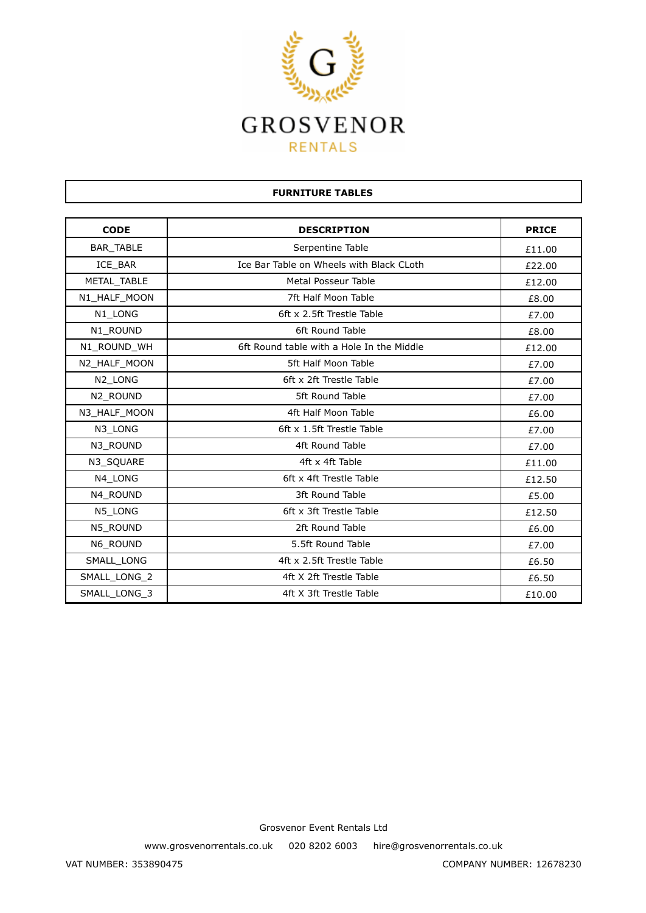# GROSVENOR RENTALS

## FURNITURE TABLES

| CODE | DESCRIPTION | PRICE |
|---|---|---|
| BAR_TABLE | Serpentine Table | £11.00 |
| ICE_BAR | Ice Bar Table on Wheels with Black CLoth | £22.00 |
| METAL_TABLE | Metal Posseur Table | £12.00 |
| N1_HALF_MOON | 7ft Half Moon Table | £8.00 |
| N1_LONG | 6ft x 2.5ft Trestle Table | £7.00 |
| N1_ROUND | 6ft Round Table | £8.00 |
| N1_ROUND_WH | 6ft Round table with a Hole In the Middle | £12.00 |
| N2_HALF_MOON | 5ft Half Moon Table | £7.00 |
| N2_LONG | 6ft x 2ft Trestle Table | £7.00 |
| N2_ROUND | 5ft Round Table | £7.00 |
| N3_HALF_MOON | 4ft Half Moon Table | £6.00 |
| N3_LONG | 6ft x 1.5ft Trestle Table | £7.00 |
| N3_ROUND | 4ft Round Table | £7.00 |
| N3_SQUARE | 4ft x 4ft Table | £11.00 |
| N4_LONG | 6ft x 4ft Trestle Table | £12.50 |
| N4_ROUND | 3ft Round Table | £5.00 |
| N5_LONG | 6ft x 3ft Trestle Table | £12.50 |
| N5_ROUND | 2ft Round Table | £6.00 |
| N6_ROUND | 5.5ft Round Table | £7.00 |
| SMALL_LONG | 4ft x 2.5ft Trestle Table | £6.50 |
| SMALL_LONG_2 | 4ft X 2ft Trestle Table | £6.50 |
| SMALL_LONG_3 | 4ft X 3ft Trestle Table | £10.00 |

Grosvenor Event Rentals Ltd

www.grosvenorrentals.co.uk 020 8202 6003 hire@grosvenorrentals.co.uk

VAT NUMBER: 353890475 COMPANY NUMBER: 12678230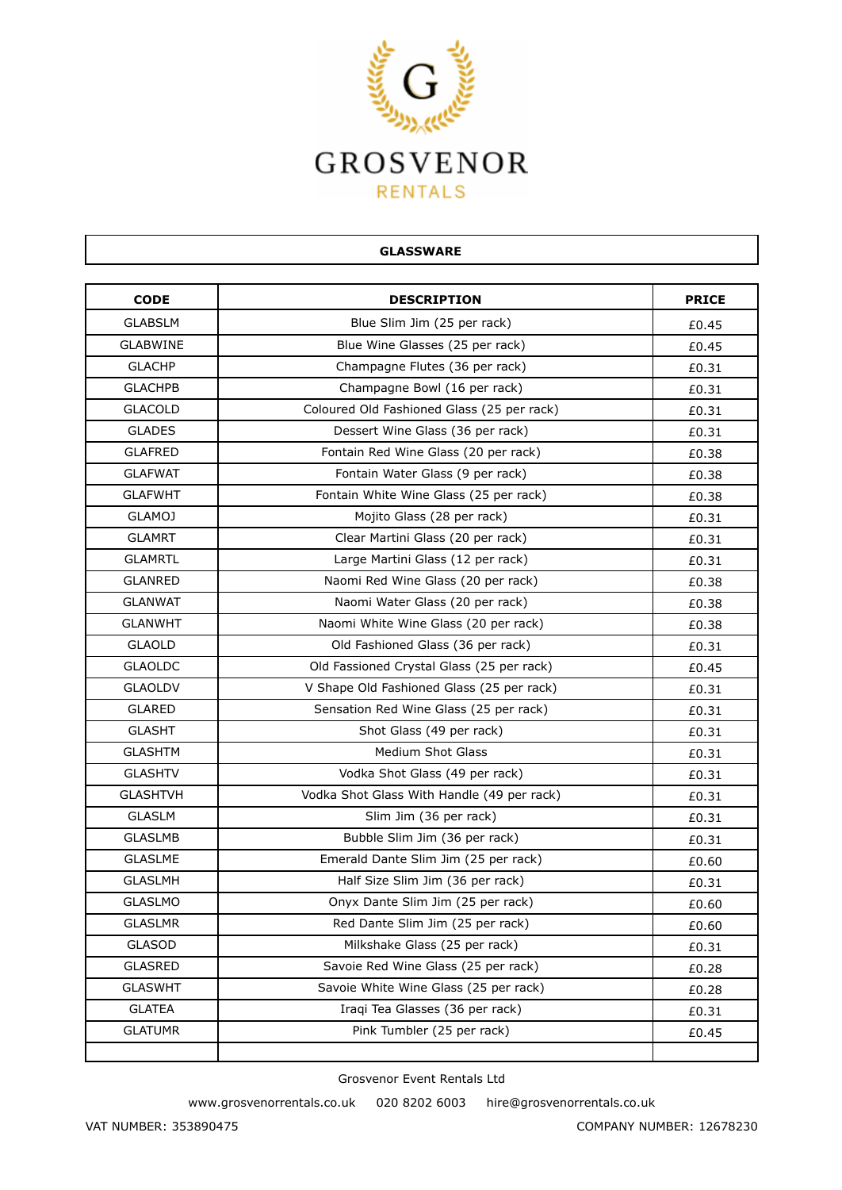# GROSVENOR RENTALS

## GLASSWARE

| CODE | DESCRIPTION | PRICE |
|---|---|---|
| GLABSLM | Blue Slim Jim (25 per rack) | £0.45 |
| GLABWINE | Blue Wine Glasses (25 per rack) | £0.45 |
| GLACHP | Champagne Flutes (36 per rack) | £0.31 |
| GLACHPB | Champagne Bowl (16 per rack) | £0.31 |
| GLACOLD | Coloured Old Fashioned Glass (25 per rack) | £0.31 |
| GLADES | Dessert Wine Glass (36 per rack) | £0.31 |
| GLAFRED | Fontain Red Wine Glass (20 per rack) | £0.38 |
| GLAFWAT | Fontain Water Glass (9 per rack) | £0.38 |
| GLAFWHT | Fontain White Wine Glass (25 per rack) | £0.38 |
| GLAMOJ | Mojito Glass (28 per rack) | £0.31 |
| GLAMRT | Clear Martini Glass (20 per rack) | £0.31 |
| GLAMRTL | Large Martini Glass (12 per rack) | £0.31 |
| GLANRED | Naomi Red Wine Glass (20 per rack) | £0.38 |
| GLANWAT | Naomi Water Glass (20 per rack) | £0.38 |
| GLANWHT | Naomi White Wine Glass (20 per rack) | £0.38 |
| GLAOLD | Old Fashioned Glass (36 per rack) | £0.31 |
| GLAOLDC | Old Fassioned Crystal Glass (25 per rack) | £0.45 |
| GLAOLDV | V Shape Old Fashioned Glass (25 per rack) | £0.31 |
| GLARED | Sensation Red Wine Glass (25 per rack) | £0.31 |
| GLASHT | Shot Glass (49 per rack) | £0.31 |
| GLASHTM | Medium Shot Glass | £0.31 |
| GLASHTV | Vodka Shot Glass (49 per rack) | £0.31 |
| GLASHTVH | Vodka Shot Glass With Handle (49 per rack) | £0.31 |
| GLASLM | Slim Jim (36 per rack) | £0.31 |
| GLASLMB | Bubble Slim Jim (36 per rack) | £0.31 |
| GLASLME | Emerald Dante Slim Jim (25 per rack) | £0.60 |
| GLASLMH | Half Size Slim Jim (36 per rack) | £0.31 |
| GLASLMO | Onyx Dante Slim Jim (25 per rack) | £0.60 |
| GLASLMR | Red Dante Slim Jim (25 per rack) | £0.60 |
| GLASOD | Milkshake Glass (25 per rack) | £0.31 |
| GLASRED | Savoie Red Wine Glass (25 per rack) | £0.28 |
| GLASWHT | Savoie White Wine Glass (25 per rack) | £0.28 |
| GLATEA | Iraqi Tea Glasses (36 per rack) | £0.31 |
| GLATUMR | Pink Tumbler (25 per rack) | £0.45 |
| | | |

Grosvenor Event Rentals Ltd

www.grosvenorrentals.co.uk 020 8202 6003 hire@grosvenorrentals.co.uk

VAT NUMBER: 353890475 COMPANY NUMBER: 12678230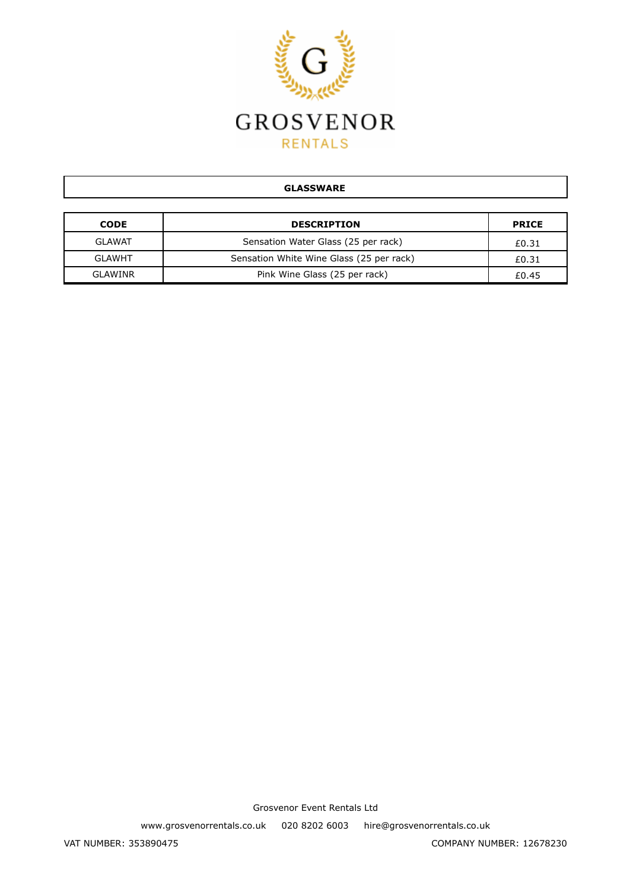GROSVENOR

RENTALS

## GLASSWARE

| CODE | DESCRIPTION | PRICE |
|---|---|---|
| GLAWAT | Sensation Water Glass (25 per rack) | £0.31 |
| GLAWHT | Sensation White Wine Glass (25 per rack) | £0.31 |
| GLAWINR | Pink Wine Glass (25 per rack) | £0.45 |

Grosvenor Event Rentals Ltd

www.grosvenorrentals.co.uk 020 8202 6003 hire@grosvenorrentals.co.uk

VAT NUMBER: 353890475 COMPANY NUMBER: 12678230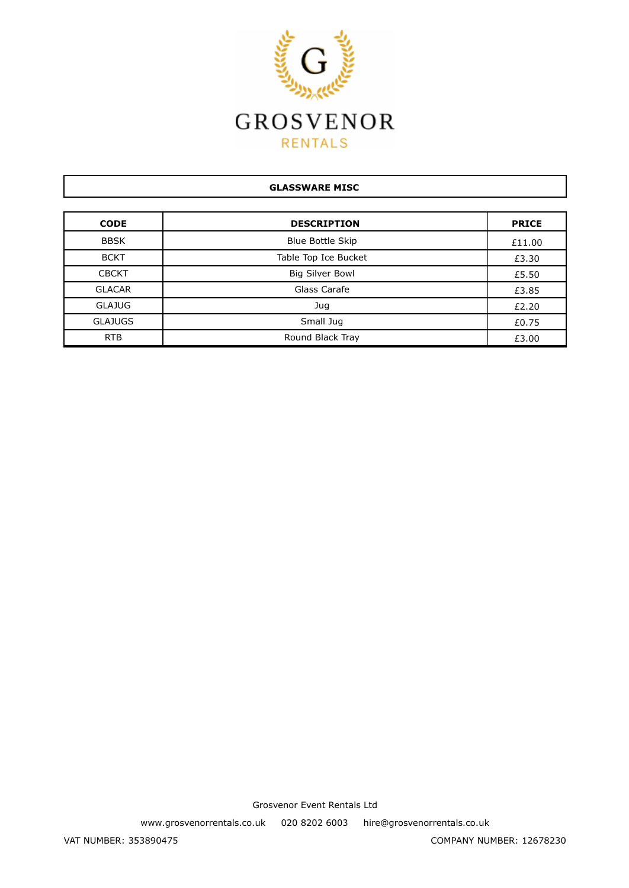# GROSVENOR RENTALS

## GLASSWARE MISC

| CODE | DESCRIPTION | PRICE |
|---|---|---|
| BBSK | Blue Bottle Skip | £11.00 |
| BCKT | Table Top Ice Bucket | £3.30 |
| CBCKT | Big Silver Bowl | £5.50 |
| GLACAR | Glass Carafe | £3.85 |
| GLAJUG | Jug | £2.20 |
| GLAJUGS | Small Jug | £0.75 |
| RTB | Round Black Tray | £3.00 |

Grosvenor Event Rentals Ltd

www.grosvenorrentals.co.uk 020 8202 6003 hire@grosvenorrentals.co.uk

VAT NUMBER: 353890475 COMPANY NUMBER: 12678230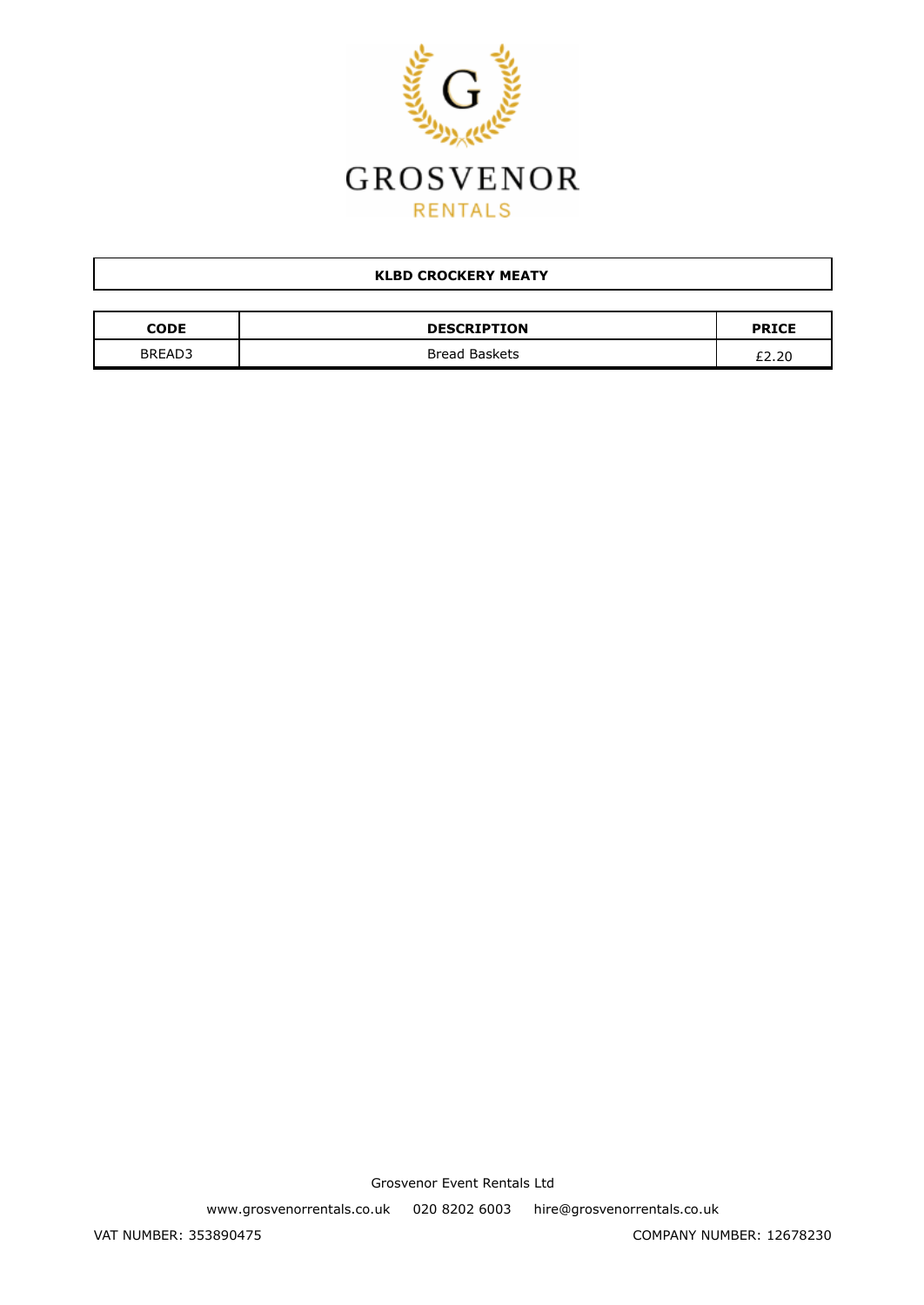GROSVENOR
RENTALS

## KLBD CROCKERY MEATY

| CODE | DESCRIPTION | PRICE |
| --- | --- | --- |
| BREAD3 | Bread Baskets | £2.20 |

Grosvenor Event Rentals Ltd

www.grosvenorrentals.co.uk 020 8202 6003 hire@grosvenorrentals.co.uk

VAT NUMBER: 353890475 COMPANY NUMBER: 12678230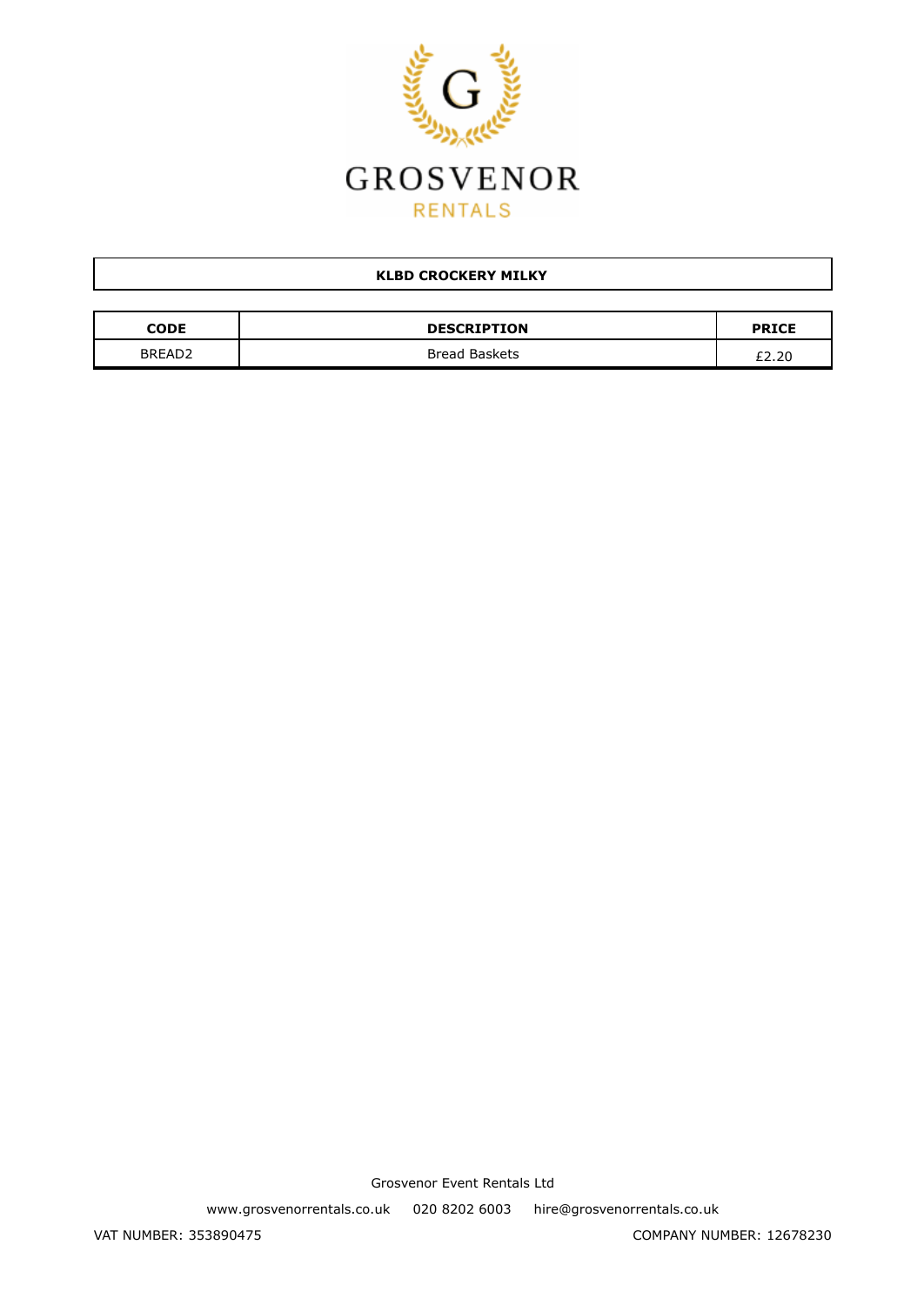GROSVENOR

RENTALS

**KLBD CROCKERY MILKY**

| CODE | DESCRIPTION | PRICE |
| --- | --- | --- |
| BREAD2 | Bread Baskets | £2.20 |

Grosvenor Event Rentals Ltd

www.grosvenorrentals.co.uk    020 8202 6003    hire@grosvenorrentals.co.uk

VAT NUMBER: 353890475    COMPANY NUMBER: 12678230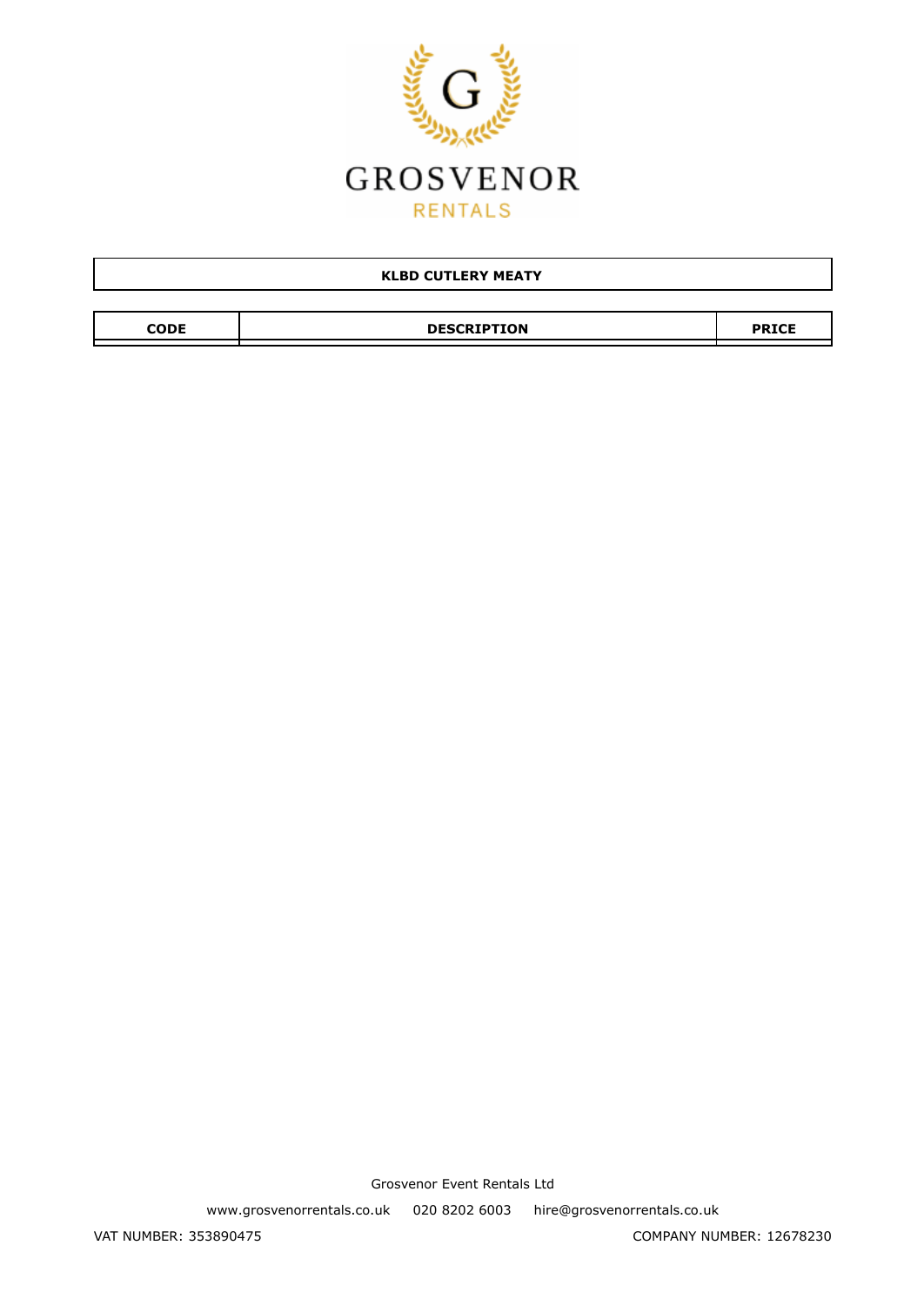# GROSVENOR RENTALS

| KLBD CUTLERY MEATY |
| --- |

| CODE | DESCRIPTION | PRICE |
| --- | --- | --- |
| | | |

Grosvenor Event Rentals Ltd

www.grosvenorrentals.co.uk 020 8202 6003 hire@grosvenorrentals.co.uk

VAT NUMBER: 353890475 COMPANY NUMBER: 12678230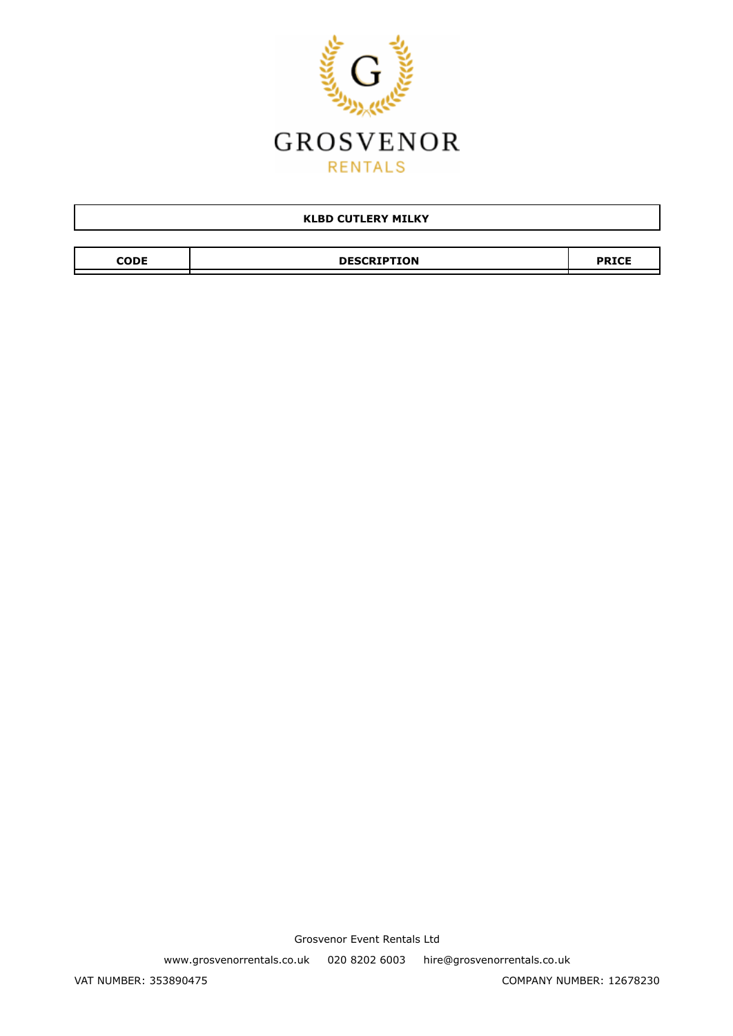GROSVENOR
RENTALS

| KLBD CUTLERY MILKY |
|---|

| CODE | DESCRIPTION | PRICE |
|---|---|---|

Grosvenor Event Rentals Ltd

www.grosvenorrentals.co.uk   020 8202 6003   hire@grosvenorrentals.co.uk

VAT NUMBER: 353890475   COMPANY NUMBER: 12678230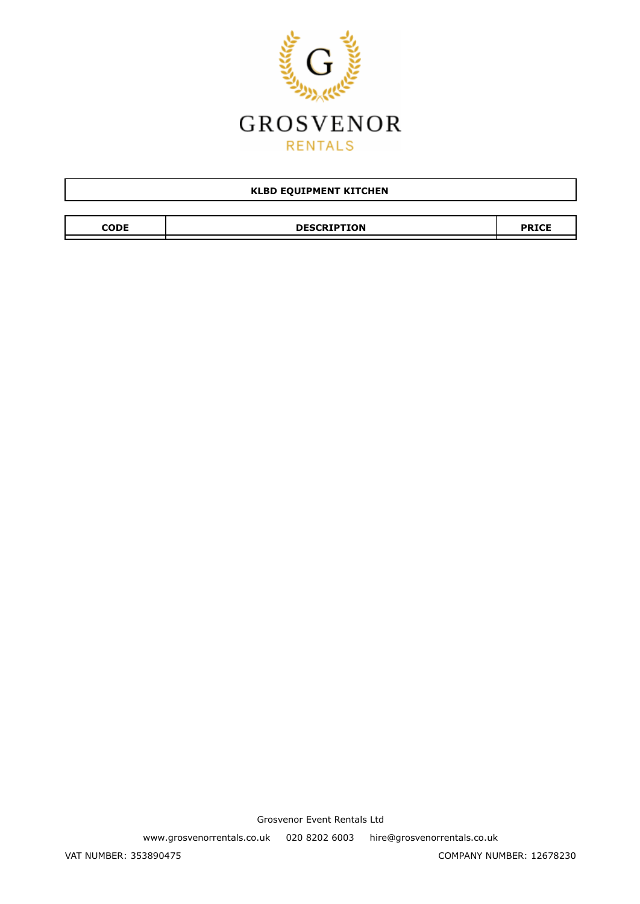GROSVENOR

RENTALS

| KLBD EQUIPMENT KITCHEN |
| --- |

| CODE | DESCRIPTION | PRICE |
| --- | --- | --- |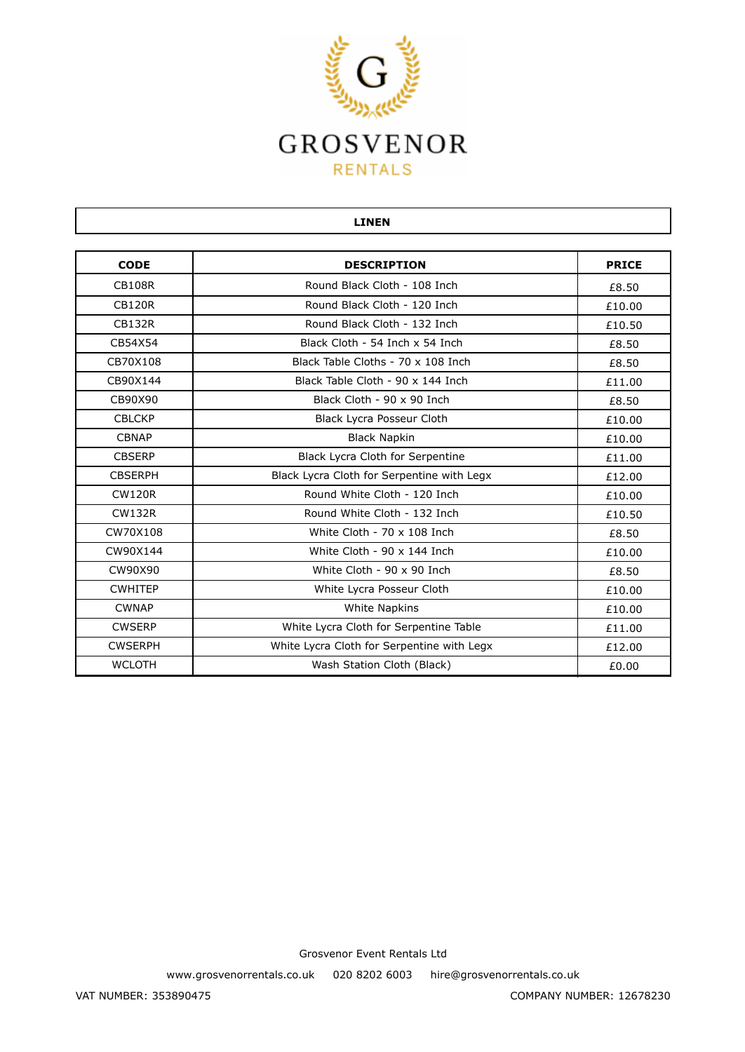GROSVENOR

RENTALS

## LINEN

| CODE | DESCRIPTION | PRICE |
|---|---|---|
| CB108R | Round Black Cloth - 108 Inch | £8.50 |
| CB120R | Round Black Cloth - 120 Inch | £10.00 |
| CB132R | Round Black Cloth - 132 Inch | £10.50 |
| CB54X54 | Black Cloth - 54 Inch x 54 Inch | £8.50 |
| CB70X108 | Black Table Cloths - 70 x 108 Inch | £8.50 |
| CB90X144 | Black Table Cloth - 90 x 144 Inch | £11.00 |
| CB90X90 | Black Cloth - 90 x 90 Inch | £8.50 |
| CBLCKP | Black Lycra Posseur Cloth | £10.00 |
| CBNAP | Black Napkin | £10.00 |
| CBSERP | Black Lycra Cloth for Serpentine | £11.00 |
| CBSERPH | Black Lycra Cloth for Serpentine with Legx | £12.00 |
| CW120R | Round White Cloth - 120 Inch | £10.00 |
| CW132R | Round White Cloth - 132 Inch | £10.50 |
| CW70X108 | White Cloth - 70 x 108 Inch | £8.50 |
| CW90X144 | White Cloth - 90 x 144 Inch | £10.00 |
| CW90X90 | White Cloth - 90 x 90 Inch | £8.50 |
| CWHITEP | White Lycra Posseur Cloth | £10.00 |
| CWNAP | White Napkins | £10.00 |
| CWSERP | White Lycra Cloth for Serpentine Table | £11.00 |
| CWSERPH | White Lycra Cloth for Serpentine with Legx | £12.00 |
| WCLOTH | Wash Station Cloth (Black) | £0.00 |

Grosvenor Event Rentals Ltd

www.grosvenorrentals.co.uk    020 8202 6003    hire@grosvenorrentals.co.uk

VAT NUMBER: 353890475    COMPANY NUMBER: 12678230